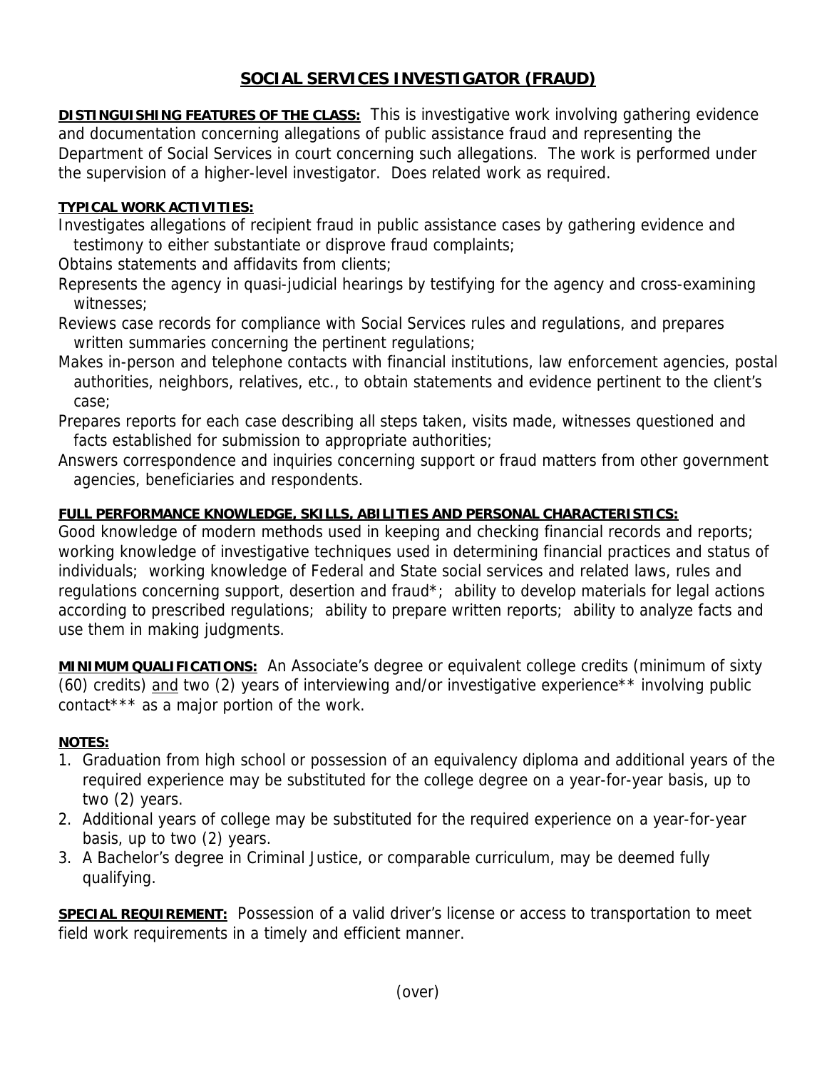# SOCIAL SERVICES INVESTIGATOR (FRAUD)

**DISTINGUISHING FEATURES OF THE CLASS:** This is investigative work involving gathering evidence and documentation concerning allegations of public assistance fraud and representing the Department of Social Services in court concerning such allegations. The work is performed under the supervision of a higher-level investigator. Does related work as required.

**TYPICAL WORK ACTIVITIES:**

Investigates allegations of recipient fraud in public assistance cases by gathering evidence and testimony to either substantiate or disprove fraud complaints;

Obtains statements and affidavits from clients;

Represents the agency in quasi-judicial hearings by testifying for the agency and cross-examining witnesses;

Reviews case records for compliance with Social Services rules and regulations, and prepares written summaries concerning the pertinent regulations;

Makes in-person and telephone contacts with financial institutions, law enforcement agencies, postal authorities, neighbors, relatives, etc., to obtain statements and evidence pertinent to the client's case;

Prepares reports for each case describing all steps taken, visits made, witnesses questioned and facts established for submission to appropriate authorities;

Answers correspondence and inquiries concerning support or fraud matters from other government agencies, beneficiaries and respondents.

**FULL PERFORMANCE KNOWLEDGE, SKILLS, ABILITIES AND PERSONAL CHARACTERISTICS:**

Good knowledge of modern methods used in keeping and checking financial records and reports; working knowledge of investigative techniques used in determining financial practices and status of individuals; working knowledge of Federal and State social services and related laws, rules and regulations concerning support, desertion and fraud*; ability to develop materials for legal actions according to prescribed regulations; ability to prepare written reports; ability to analyze facts and use them in making judgments.

**MINIMUM QUALIFICATIONS:** An Associate's degree or equivalent college credits (minimum of sixty (60) credits) and two (2) years of interviewing and/or investigative experience** involving public contact*** as a major portion of the work.

**NOTES:**

1. Graduation from high school or possession of an equivalency diploma and additional years of the required experience may be substituted for the college degree on a year-for-year basis, up to two (2) years.
2. Additional years of college may be substituted for the required experience on a year-for-year basis, up to two (2) years.
3. A Bachelor's degree in Criminal Justice, or comparable curriculum, may be deemed fully qualifying.

**SPECIAL REQUIREMENT:** Possession of a valid driver's license or access to transportation to meet field work requirements in a timely and efficient manner.

(over)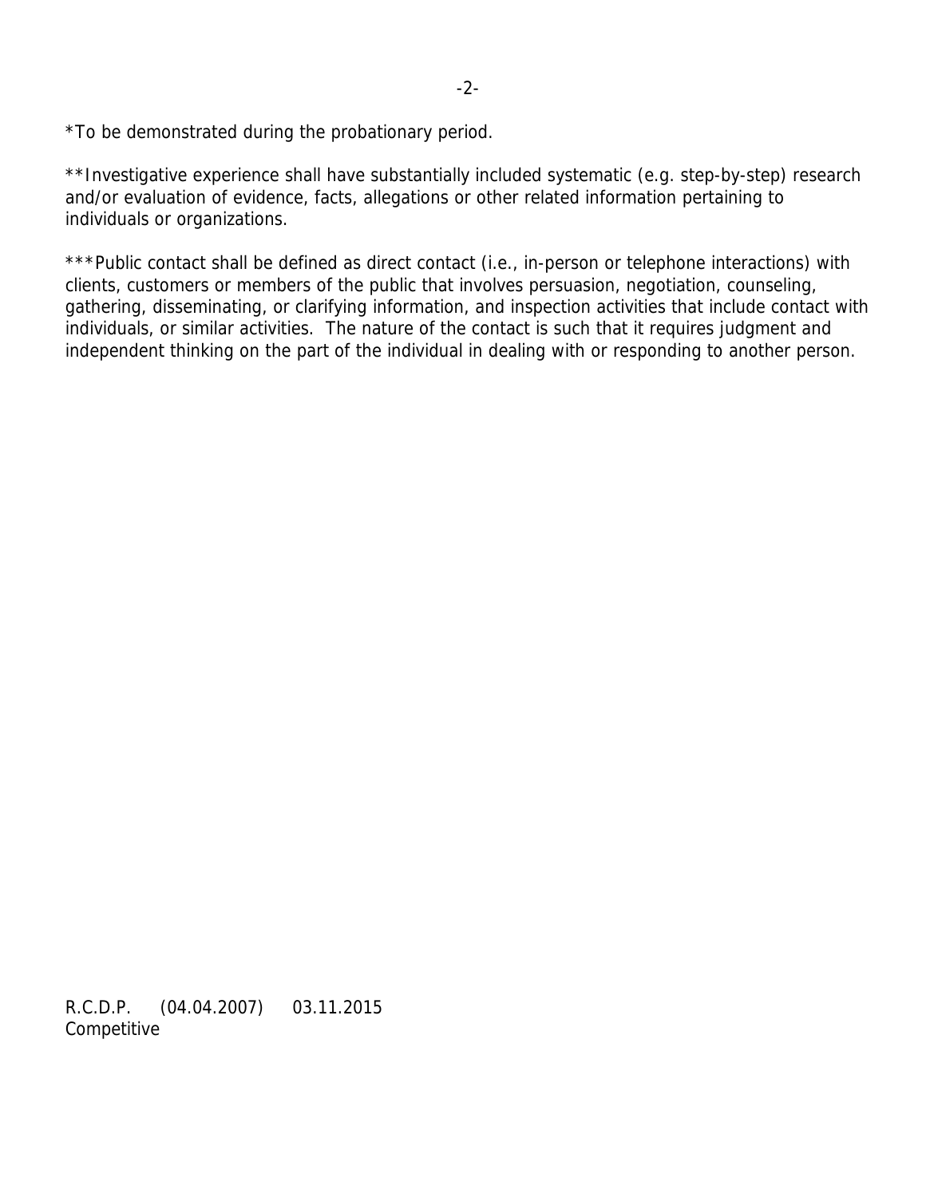*To be demonstrated during the probationary period.

**Investigative experience shall have substantially included systematic (e.g. step-by-step) research and/or evaluation of evidence, facts, allegations or other related information pertaining to individuals or organizations.

***Public contact shall be defined as direct contact (i.e., in-person or telephone interactions) with clients, customers or members of the public that involves persuasion, negotiation, counseling, gathering, disseminating, or clarifying information, and inspection activities that include contact with individuals, or similar activities. The nature of the contact is such that it requires judgment and independent thinking on the part of the individual in dealing with or responding to another person.

R.C.D.P. (04.04.2007) 03.11.2015
Competitive